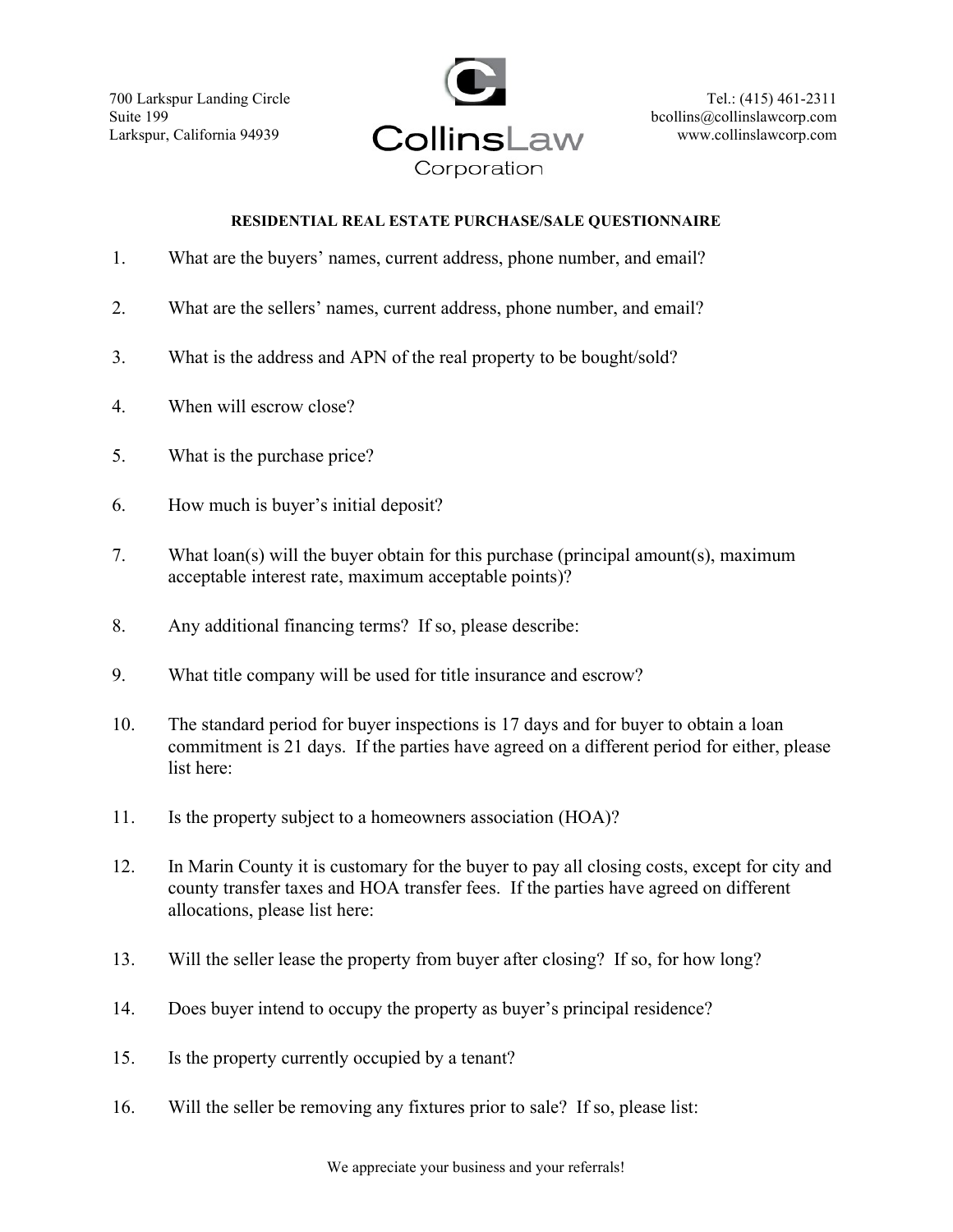700 Larkspur Landing Circle
Suite 199
Larkspur, California 94939

**CollinsLaw Corporation**

Tel.: (415) 461-2311
bcollins@collinslawcorp.com
www.collinslawcorp.com

## RESIDENTIAL REAL ESTATE PURCHASE/SALE QUESTIONNAIRE

1. What are the buyers' names, current address, phone number, and email?

2. What are the sellers' names, current address, phone number, and email?

3. What is the address and APN of the real property to be bought/sold?

4. When will escrow close?

5. What is the purchase price?

6. How much is buyer's initial deposit?

7. What loan(s) will the buyer obtain for this purchase (principal amount(s), maximum acceptable interest rate, maximum acceptable points)?

8. Any additional financing terms? If so, please describe:

9. What title company will be used for title insurance and escrow?

10. The standard period for buyer inspections is 17 days and for buyer to obtain a loan commitment is 21 days. If the parties have agreed on a different period for either, please list here:

11. Is the property subject to a homeowners association (HOA)?

12. In Marin County it is customary for the buyer to pay all closing costs, except for city and county transfer taxes and HOA transfer fees. If the parties have agreed on different allocations, please list here:

13. Will the seller lease the property from buyer after closing? If so, for how long?

14. Does buyer intend to occupy the property as buyer's principal residence?

15. Is the property currently occupied by a tenant?

16. Will the seller be removing any fixtures prior to sale? If so, please list:

We appreciate your business and your referrals!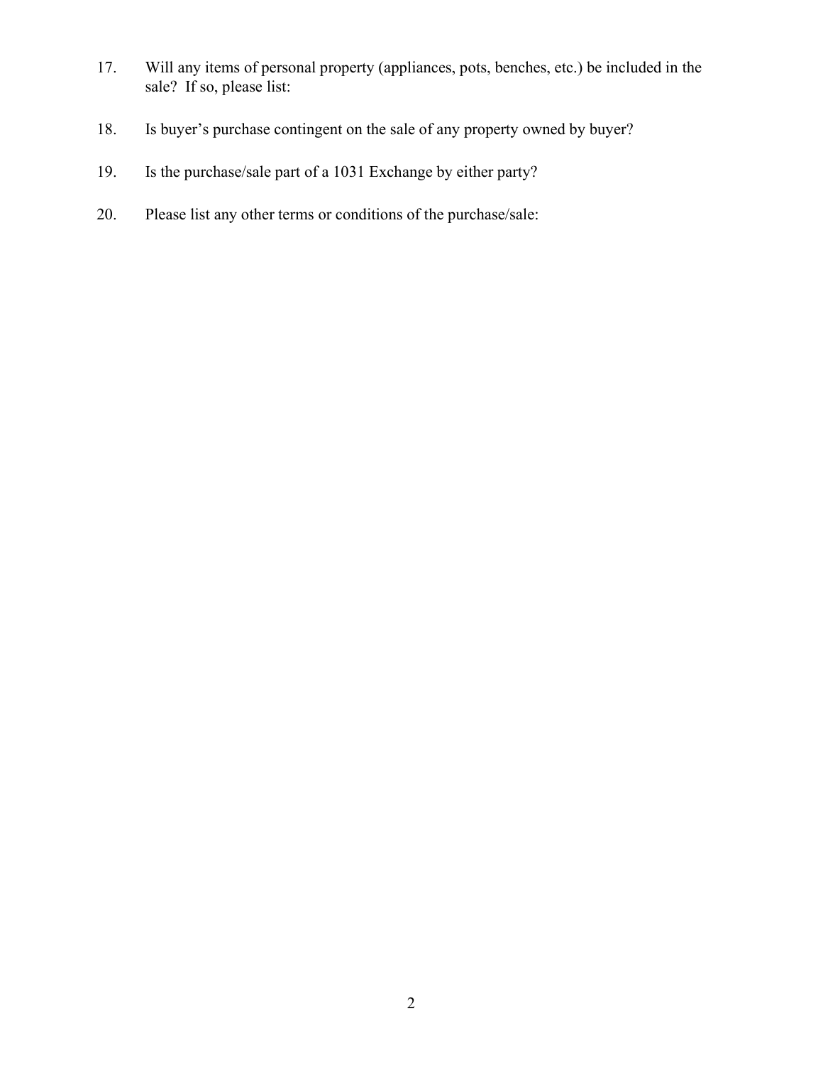17. Will any items of personal property (appliances, pots, benches, etc.) be included in the sale? If so, please list:

18. Is buyer's purchase contingent on the sale of any property owned by buyer?

19. Is the purchase/sale part of a 1031 Exchange by either party?

20. Please list any other terms or conditions of the purchase/sale: